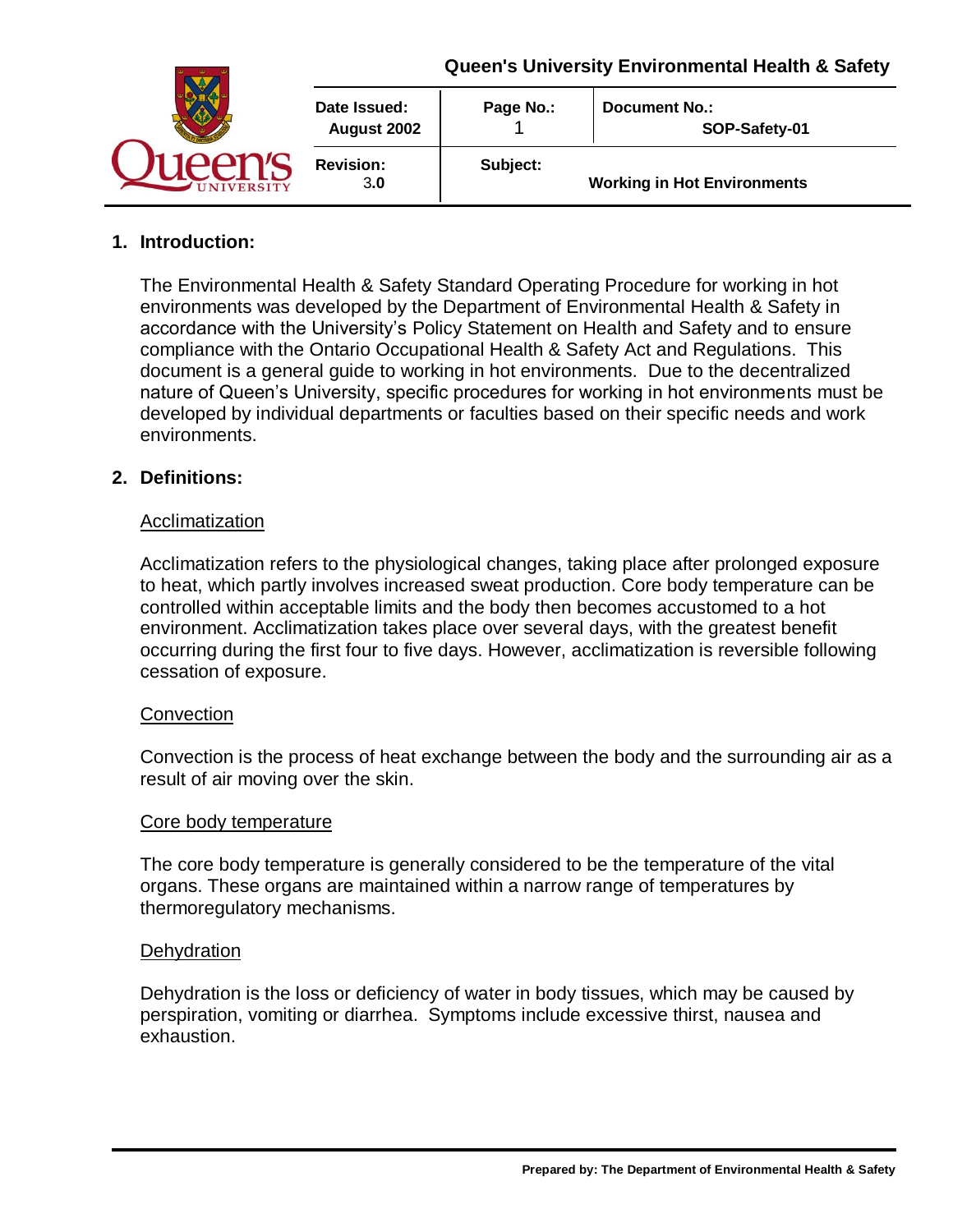**Queen's University Environmental Health & Safety**

| Date Issued: August 2002 | Page No.: 1 | Document No.: SOP-Safety-01 |
|---|---|---|
| Revision: 3.0 | Subject: | Working in Hot Environments |

## 1. Introduction:

The Environmental Health & Safety Standard Operating Procedure for working in hot environments was developed by the Department of Environmental Health & Safety in accordance with the University's Policy Statement on Health and Safety and to ensure compliance with the Ontario Occupational Health & Safety Act and Regulations. This document is a general guide to working in hot environments. Due to the decentralized nature of Queen's University, specific procedures for working in hot environments must be developed by individual departments or faculties based on their specific needs and work environments.

## 2. Definitions:

Acclimatization

Acclimatization refers to the physiological changes, taking place after prolonged exposure to heat, which partly involves increased sweat production. Core body temperature can be controlled within acceptable limits and the body then becomes accustomed to a hot environment. Acclimatization takes place over several days, with the greatest benefit occurring during the first four to five days. However, acclimatization is reversible following cessation of exposure.

Convection

Convection is the process of heat exchange between the body and the surrounding air as a result of air moving over the skin.

Core body temperature

The core body temperature is generally considered to be the temperature of the vital organs. These organs are maintained within a narrow range of temperatures by thermoregulatory mechanisms.

Dehydration

Dehydration is the loss or deficiency of water in body tissues, which may be caused by perspiration, vomiting or diarrhea. Symptoms include excessive thirst, nausea and exhaustion.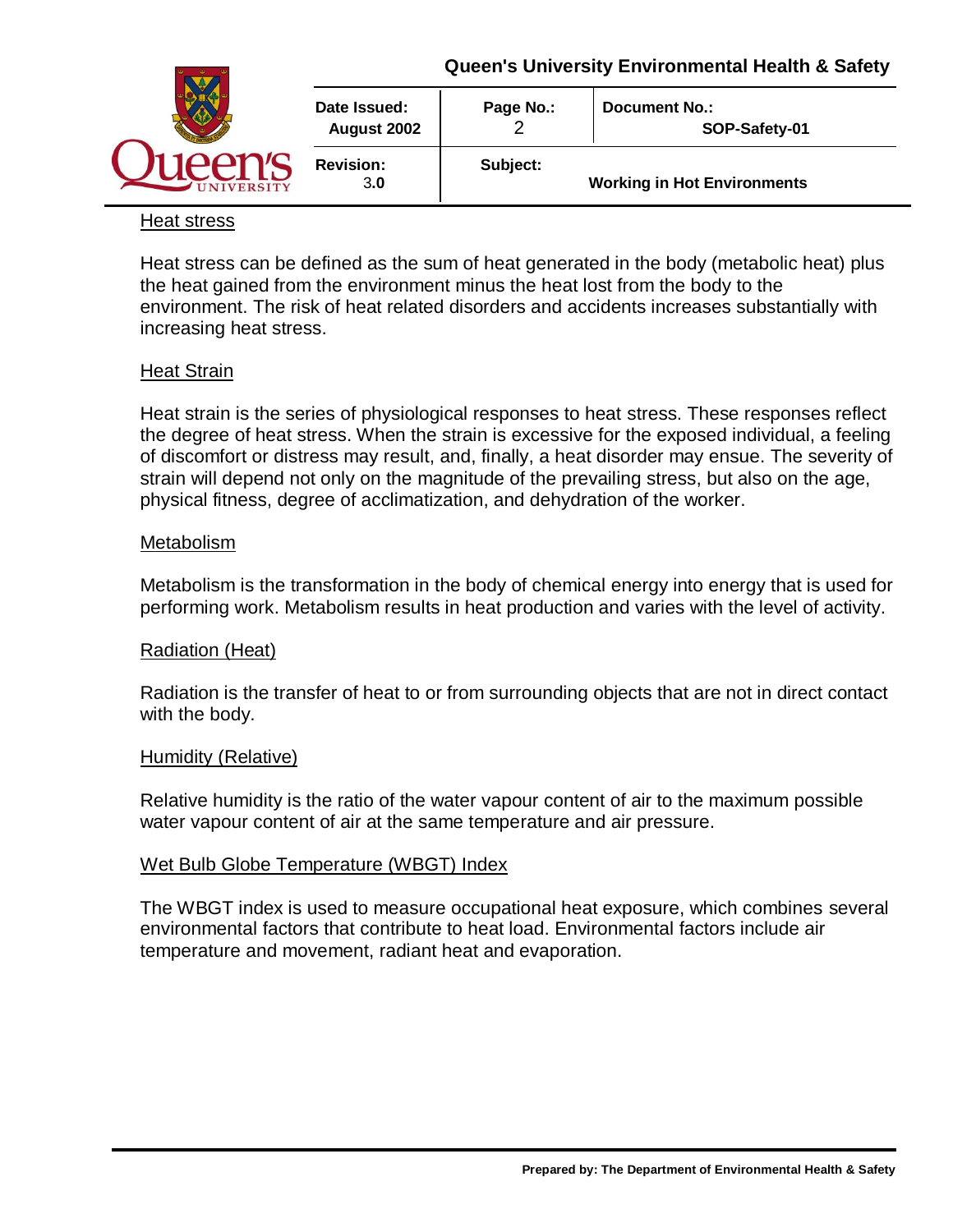### Heat stress

Heat stress can be defined as the sum of heat generated in the body (metabolic heat) plus the heat gained from the environment minus the heat lost from the body to the environment. The risk of heat related disorders and accidents increases substantially with increasing heat stress.

### Heat Strain

Heat strain is the series of physiological responses to heat stress. These responses reflect the degree of heat stress. When the strain is excessive for the exposed individual, a feeling of discomfort or distress may result, and, finally, a heat disorder may ensue. The severity of strain will depend not only on the magnitude of the prevailing stress, but also on the age, physical fitness, degree of acclimatization, and dehydration of the worker.

### Metabolism

Metabolism is the transformation in the body of chemical energy into energy that is used for performing work. Metabolism results in heat production and varies with the level of activity.

### Radiation (Heat)

Radiation is the transfer of heat to or from surrounding objects that are not in direct contact with the body.

### Humidity (Relative)

Relative humidity is the ratio of the water vapour content of air to the maximum possible water vapour content of air at the same temperature and air pressure.

### Wet Bulb Globe Temperature (WBGT) Index

The WBGT index is used to measure occupational heat exposure, which combines several environmental factors that contribute to heat load. Environmental factors include air temperature and movement, radiant heat and evaporation.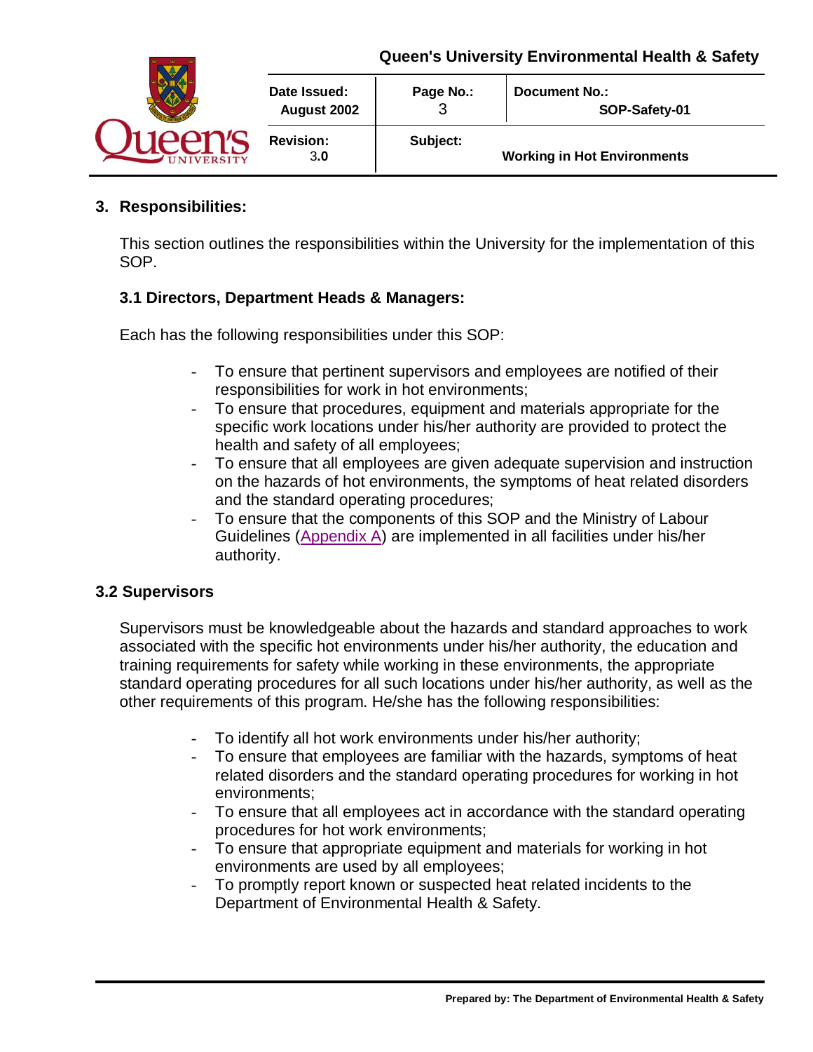## 3. Responsibilities:

This section outlines the responsibilities within the University for the implementation of this SOP.

### 3.1 Directors, Department Heads & Managers:

Each has the following responsibilities under this SOP:

- To ensure that pertinent supervisors and employees are notified of their responsibilities for work in hot environments;
- To ensure that procedures, equipment and materials appropriate for the specific work locations under his/her authority are provided to protect the health and safety of all employees;
- To ensure that all employees are given adequate supervision and instruction on the hazards of hot environments, the symptoms of heat related disorders and the standard operating procedures;
- To ensure that the components of this SOP and the Ministry of Labour Guidelines (Appendix A) are implemented in all facilities under his/her authority.

### 3.2 Supervisors

Supervisors must be knowledgeable about the hazards and standard approaches to work associated with the specific hot environments under his/her authority, the education and training requirements for safety while working in these environments, the appropriate standard operating procedures for all such locations under his/her authority, as well as the other requirements of this program. He/she has the following responsibilities:

- To identify all hot work environments under his/her authority;
- To ensure that employees are familiar with the hazards, symptoms of heat related disorders and the standard operating procedures for working in hot environments;
- To ensure that all employees act in accordance with the standard operating procedures for hot work environments;
- To ensure that appropriate equipment and materials for working in hot environments are used by all employees;
- To promptly report known or suspected heat related incidents to the Department of Environmental Health & Safety.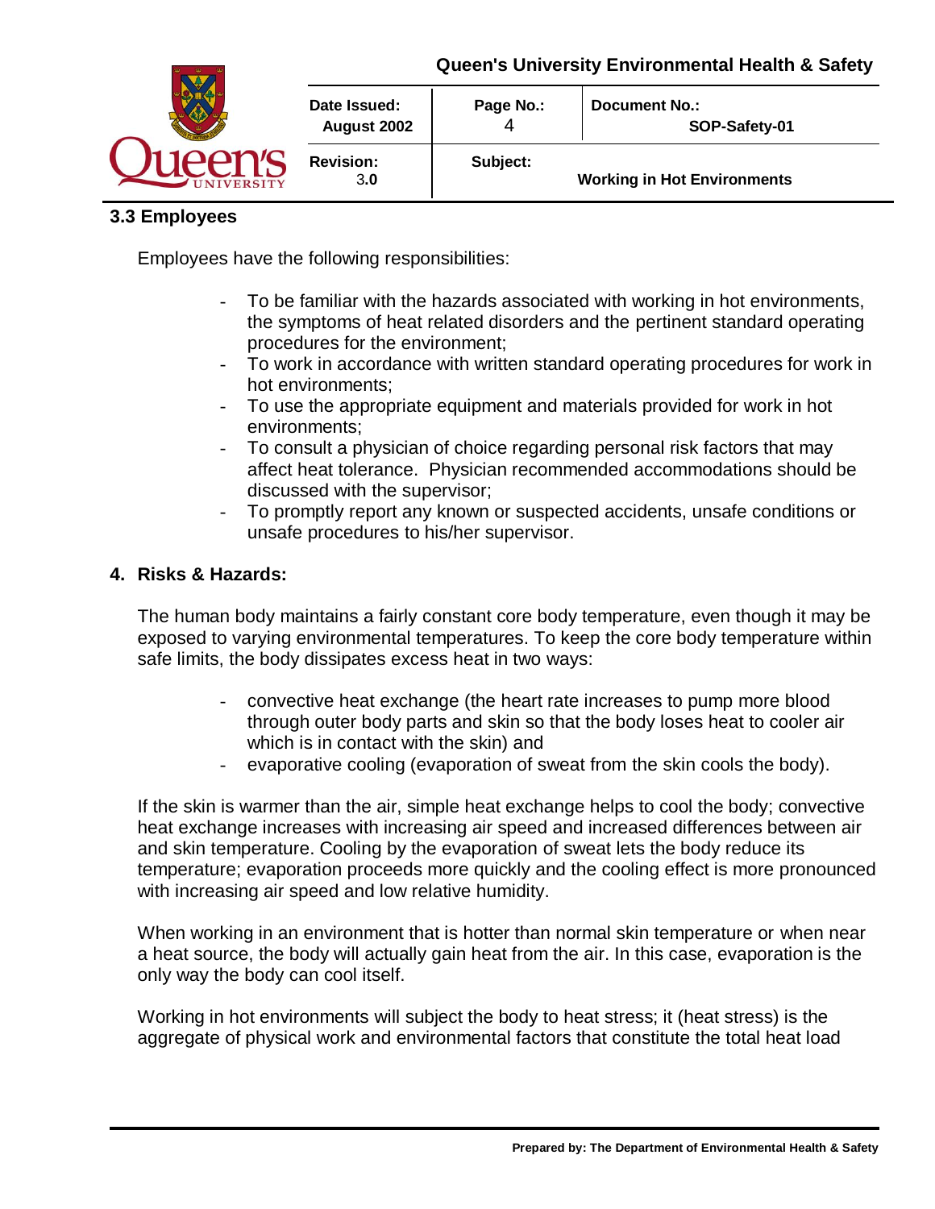### 3.3 Employees

Employees have the following responsibilities:

- To be familiar with the hazards associated with working in hot environments, the symptoms of heat related disorders and the pertinent standard operating procedures for the environment;
- To work in accordance with written standard operating procedures for work in hot environments;
- To use the appropriate equipment and materials provided for work in hot environments;
- To consult a physician of choice regarding personal risk factors that may affect heat tolerance. Physician recommended accommodations should be discussed with the supervisor;
- To promptly report any known or suspected accidents, unsafe conditions or unsafe procedures to his/her supervisor.

## 4. Risks & Hazards:

The human body maintains a fairly constant core body temperature, even though it may be exposed to varying environmental temperatures. To keep the core body temperature within safe limits, the body dissipates excess heat in two ways:

- convective heat exchange (the heart rate increases to pump more blood through outer body parts and skin so that the body loses heat to cooler air which is in contact with the skin) and
- evaporative cooling (evaporation of sweat from the skin cools the body).

If the skin is warmer than the air, simple heat exchange helps to cool the body; convective heat exchange increases with increasing air speed and increased differences between air and skin temperature. Cooling by the evaporation of sweat lets the body reduce its temperature; evaporation proceeds more quickly and the cooling effect is more pronounced with increasing air speed and low relative humidity.

When working in an environment that is hotter than normal skin temperature or when near a heat source, the body will actually gain heat from the air. In this case, evaporation is the only way the body can cool itself.

Working in hot environments will subject the body to heat stress; it (heat stress) is the aggregate of physical work and environmental factors that constitute the total heat load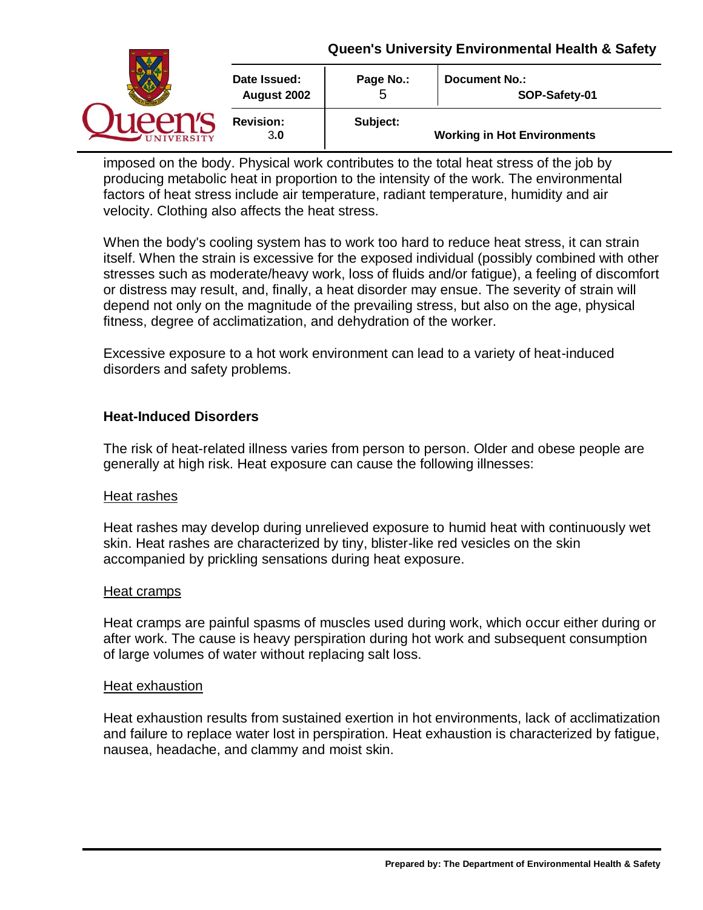imposed on the body. Physical work contributes to the total heat stress of the job by producing metabolic heat in proportion to the intensity of the work. The environmental factors of heat stress include air temperature, radiant temperature, humidity and air velocity. Clothing also affects the heat stress.

When the body's cooling system has to work too hard to reduce heat stress, it can strain itself. When the strain is excessive for the exposed individual (possibly combined with other stresses such as moderate/heavy work, loss of fluids and/or fatigue), a feeling of discomfort or distress may result, and, finally, a heat disorder may ensue. The severity of strain will depend not only on the magnitude of the prevailing stress, but also on the age, physical fitness, degree of acclimatization, and dehydration of the worker.

Excessive exposure to a hot work environment can lead to a variety of heat-induced disorders and safety problems.

## Heat-Induced Disorders

The risk of heat-related illness varies from person to person. Older and obese people are generally at high risk. Heat exposure can cause the following illnesses:

### Heat rashes

Heat rashes may develop during unrelieved exposure to humid heat with continuously wet skin. Heat rashes are characterized by tiny, blister-like red vesicles on the skin accompanied by prickling sensations during heat exposure.

### Heat cramps

Heat cramps are painful spasms of muscles used during work, which occur either during or after work. The cause is heavy perspiration during hot work and subsequent consumption of large volumes of water without replacing salt loss.

### Heat exhaustion

Heat exhaustion results from sustained exertion in hot environments, lack of acclimatization and failure to replace water lost in perspiration. Heat exhaustion is characterized by fatigue, nausea, headache, and clammy and moist skin.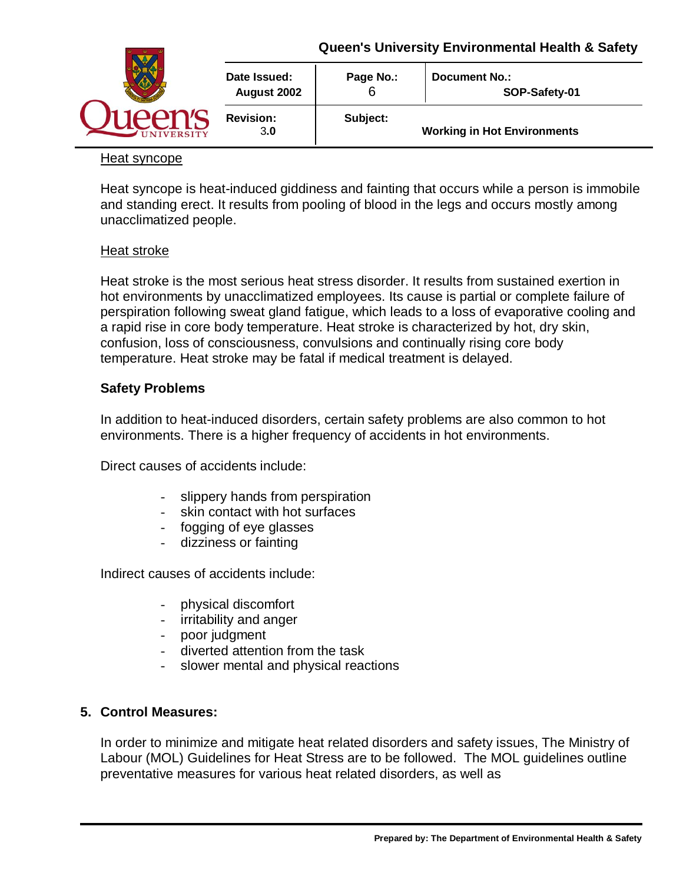Heat syncope

Heat syncope is heat-induced giddiness and fainting that occurs while a person is immobile and standing erect. It results from pooling of blood in the legs and occurs mostly among unacclimatized people.

Heat stroke

Heat stroke is the most serious heat stress disorder. It results from sustained exertion in hot environments by unacclimatized employees. Its cause is partial or complete failure of perspiration following sweat gland fatigue, which leads to a loss of evaporative cooling and a rapid rise in core body temperature. Heat stroke is characterized by hot, dry skin, confusion, loss of consciousness, convulsions and continually rising core body temperature. Heat stroke may be fatal if medical treatment is delayed.

**Safety Problems**

In addition to heat-induced disorders, certain safety problems are also common to hot environments. There is a higher frequency of accidents in hot environments.

Direct causes of accidents include:

- slippery hands from perspiration
- skin contact with hot surfaces
- fogging of eye glasses
- dizziness or fainting

Indirect causes of accidents include:

- physical discomfort
- irritability and anger
- poor judgment
- diverted attention from the task
- slower mental and physical reactions

## 5. Control Measures:

In order to minimize and mitigate heat related disorders and safety issues, The Ministry of Labour (MOL) Guidelines for Heat Stress are to be followed. The MOL guidelines outline preventative measures for various heat related disorders, as well as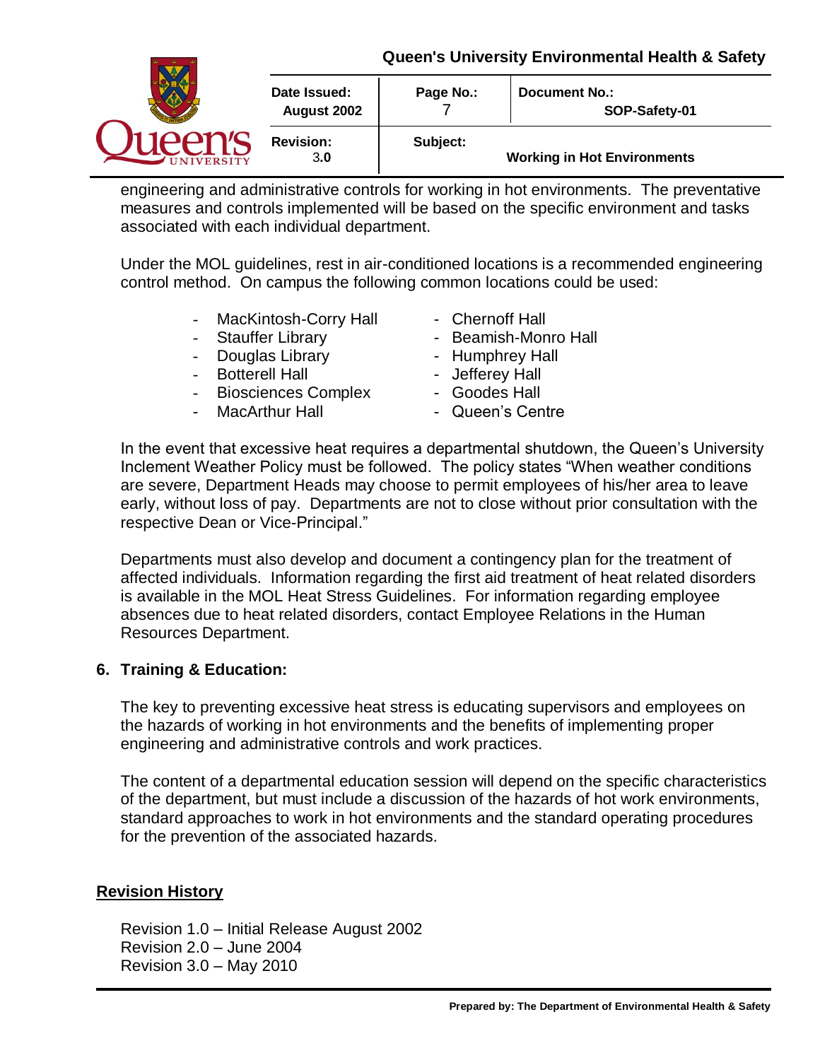engineering and administrative controls for working in hot environments. The preventative measures and controls implemented will be based on the specific environment and tasks associated with each individual department.

Under the MOL guidelines, rest in air-conditioned locations is a recommended engineering control method. On campus the following common locations could be used:

- MacKintosh-Corry Hall
- Stauffer Library
- Douglas Library
- Botterell Hall
- Biosciences Complex
- MacArthur Hall
- Chernoff Hall
- Beamish-Monro Hall
- Humphrey Hall
- Jefferey Hall
- Goodes Hall
- Queen's Centre

In the event that excessive heat requires a departmental shutdown, the Queen's University Inclement Weather Policy must be followed. The policy states "When weather conditions are severe, Department Heads may choose to permit employees of his/her area to leave early, without loss of pay. Departments are not to close without prior consultation with the respective Dean or Vice-Principal."

Departments must also develop and document a contingency plan for the treatment of affected individuals. Information regarding the first aid treatment of heat related disorders is available in the MOL Heat Stress Guidelines. For information regarding employee absences due to heat related disorders, contact Employee Relations in the Human Resources Department.

## 6. Training & Education:

The key to preventing excessive heat stress is educating supervisors and employees on the hazards of working in hot environments and the benefits of implementing proper engineering and administrative controls and work practices.

The content of a departmental education session will depend on the specific characteristics of the department, but must include a discussion of the hazards of hot work environments, standard approaches to work in hot environments and the standard operating procedures for the prevention of the associated hazards.

## Revision History

Revision 1.0 – Initial Release August 2002
Revision 2.0 – June 2004
Revision 3.0 – May 2010